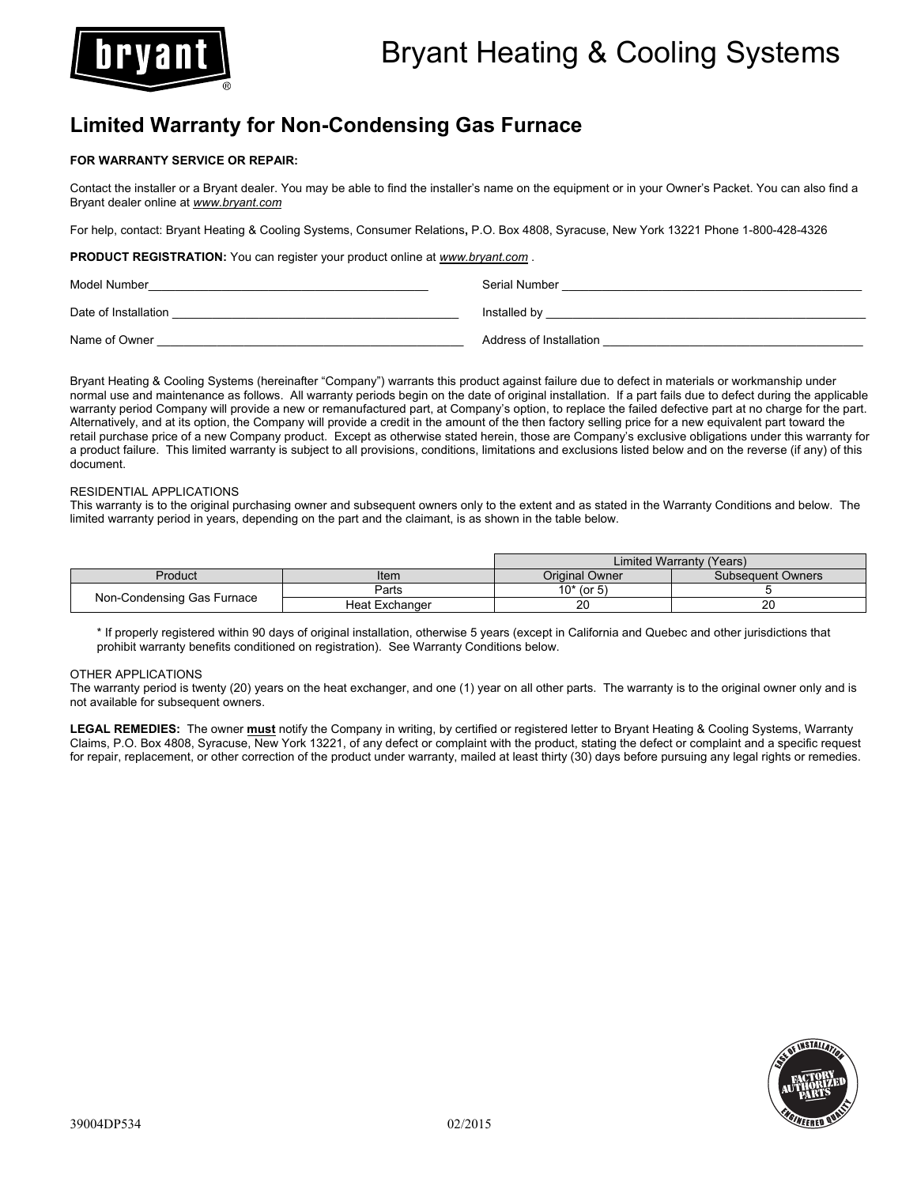# Bryant Heating & Cooling Systems

## Limited Warranty for Non-Condensing Gas Furnace

**FOR WARRANTY SERVICE OR REPAIR:**

Contact the installer or a Bryant dealer. You may be able to find the installer's name on the equipment or in your Owner's Packet. You can also find a Bryant dealer online at *www.bryant.com*

For help, contact: Bryant Heating & Cooling Systems, Consumer Relations, P.O. Box 4808, Syracuse, New York 13221 Phone 1-800-428-4326

**PRODUCT REGISTRATION:** You can register your product online at *www.bryant.com* .

Model Number________________________________________ Serial Number ____________________________________________

Date of Installation ________________________________________ Installed by ______________________________________________

Name of Owner ____________________________________________ Address of Installation _____________________________________

Bryant Heating & Cooling Systems (hereinafter "Company") warrants this product against failure due to defect in materials or workmanship under normal use and maintenance as follows. All warranty periods begin on the date of original installation. If a part fails due to defect during the applicable warranty period Company will provide a new or remanufactured part, at Company's option, to replace the failed defective part at no charge for the part. Alternatively, and at its option, the Company will provide a credit in the amount of the then factory selling price for a new equivalent part toward the retail purchase price of a new Company product. Except as otherwise stated herein, those are Company's exclusive obligations under this warranty for a product failure. This limited warranty is subject to all provisions, conditions, limitations and exclusions listed below and on the reverse (if any) of this document.

RESIDENTIAL APPLICATIONS
This warranty is to the original purchasing owner and subsequent owners only to the extent and as stated in the Warranty Conditions and below. The limited warranty period in years, depending on the part and the claimant, is as shown in the table below.

| | | Limited Warranty (Years) | |
|---|---|---|---|
| Product | Item | Original Owner | Subsequent Owners |
| Non-Condensing Gas Furnace | Parts | 10* (or 5) | 5 |
| | Heat Exchanger | 20 | 20 |

\* If properly registered within 90 days of original installation, otherwise 5 years (except in California and Quebec and other jurisdictions that prohibit warranty benefits conditioned on registration). See Warranty Conditions below.

OTHER APPLICATIONS
The warranty period is twenty (20) years on the heat exchanger, and one (1) year on all other parts. The warranty is to the original owner only and is not available for subsequent owners.

**LEGAL REMEDIES:** The owner **must** notify the Company in writing, by certified or registered letter to Bryant Heating & Cooling Systems, Warranty Claims, P.O. Box 4808, Syracuse, New York 13221, of any defect or complaint with the product, stating the defect or complaint and a specific request for repair, replacement, or other correction of the product under warranty, mailed at least thirty (30) days before pursuing any legal rights or remedies.

39004DP534 02/2015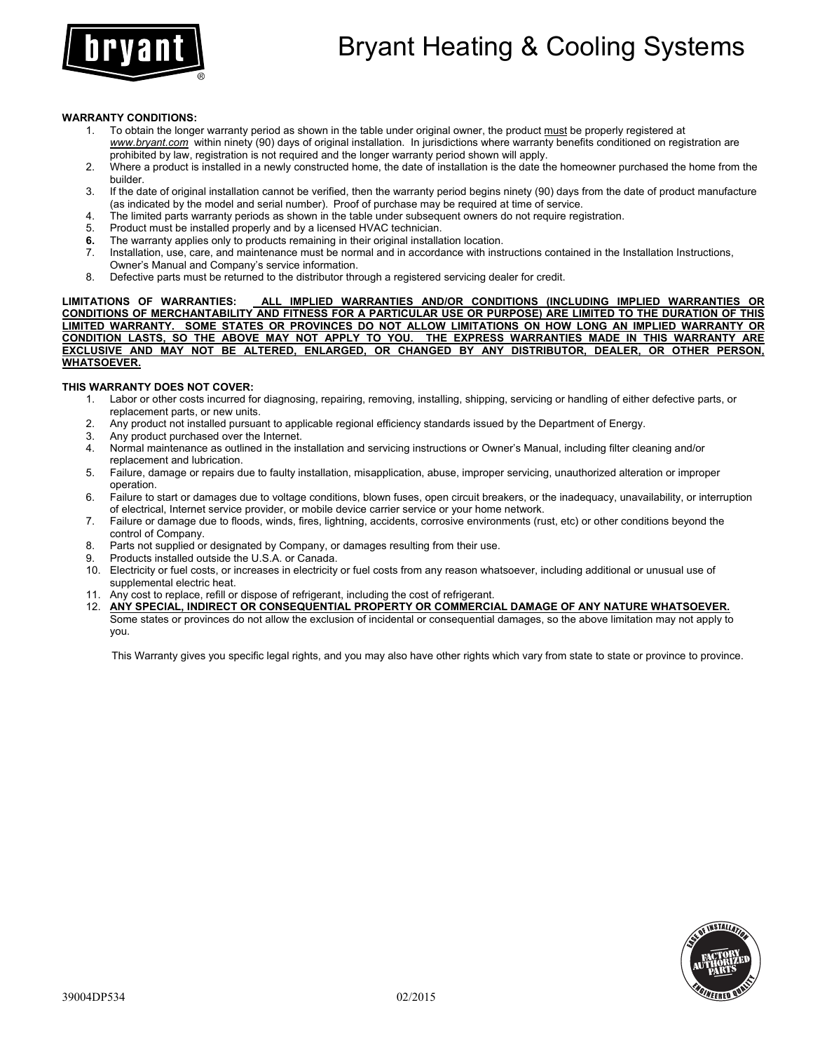**WARRANTY CONDITIONS:**

1. To obtain the longer warranty period as shown in the table under original owner, the product must be properly registered at *www.bryant.com* within ninety (90) days of original installation. In jurisdictions where warranty benefits conditioned on registration are prohibited by law, registration is not required and the longer warranty period shown will apply.
2. Where a product is installed in a newly constructed home, the date of installation is the date the homeowner purchased the home from the builder.
3. If the date of original installation cannot be verified, then the warranty period begins ninety (90) days from the date of product manufacture (as indicated by the model and serial number). Proof of purchase may be required at time of service.
4. The limited parts warranty periods as shown in the table under subsequent owners do not require registration.
5. Product must be installed properly and by a licensed HVAC technician.
6. The warranty applies only to products remaining in their original installation location.
7. Installation, use, care, and maintenance must be normal and in accordance with instructions contained in the Installation Instructions, Owner's Manual and Company's service information.
8. Defective parts must be returned to the distributor through a registered servicing dealer for credit.

**LIMITATIONS OF WARRANTIES: ALL IMPLIED WARRANTIES AND/OR CONDITIONS (INCLUDING IMPLIED WARRANTIES OR CONDITIONS OF MERCHANTABILITY AND FITNESS FOR A PARTICULAR USE OR PURPOSE) ARE LIMITED TO THE DURATION OF THIS LIMITED WARRANTY. SOME STATES OR PROVINCES DO NOT ALLOW LIMITATIONS ON HOW LONG AN IMPLIED WARRANTY OR CONDITION LASTS, SO THE ABOVE MAY NOT APPLY TO YOU. THE EXPRESS WARRANTIES MADE IN THIS WARRANTY ARE EXCLUSIVE AND MAY NOT BE ALTERED, ENLARGED, OR CHANGED BY ANY DISTRIBUTOR, DEALER, OR OTHER PERSON, WHATSOEVER.**

**THIS WARRANTY DOES NOT COVER:**

1. Labor or other costs incurred for diagnosing, repairing, removing, installing, shipping, servicing or handling of either defective parts, or replacement parts, or new units.
2. Any product not installed pursuant to applicable regional efficiency standards issued by the Department of Energy.
3. Any product purchased over the Internet.
4. Normal maintenance as outlined in the installation and servicing instructions or Owner's Manual, including filter cleaning and/or replacement and lubrication.
5. Failure, damage or repairs due to faulty installation, misapplication, abuse, improper servicing, unauthorized alteration or improper operation.
6. Failure to start or damages due to voltage conditions, blown fuses, open circuit breakers, or the inadequacy, unavailability, or interruption of electrical, Internet service provider, or mobile device carrier service or your home network.
7. Failure or damage due to floods, winds, fires, lightning, accidents, corrosive environments (rust, etc) or other conditions beyond the control of Company.
8. Parts not supplied or designated by Company, or damages resulting from their use.
9. Products installed outside the U.S.A. or Canada.
10. Electricity or fuel costs, or increases in electricity or fuel costs from any reason whatsoever, including additional or unusual use of supplemental electric heat.
11. Any cost to replace, refill or dispose of refrigerant, including the cost of refrigerant.
12. **ANY SPECIAL, INDIRECT OR CONSEQUENTIAL PROPERTY OR COMMERCIAL DAMAGE OF ANY NATURE WHATSOEVER.** Some states or provinces do not allow the exclusion of incidental or consequential damages, so the above limitation may not apply to you.

This Warranty gives you specific legal rights, and you may also have other rights which vary from state to state or province to province.

39004DP534 02/2015